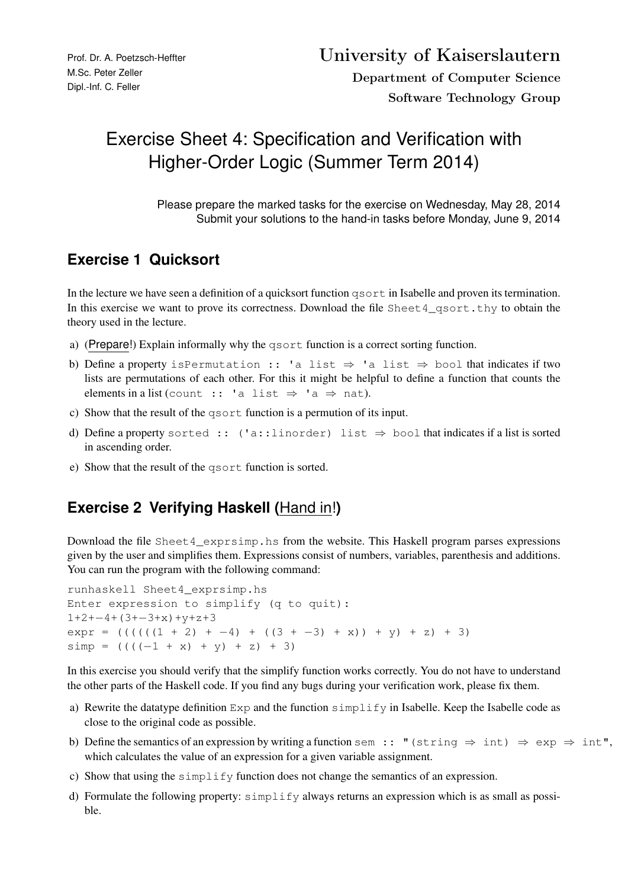Prof. Dr. A. Poetzsch-Heffter
M.Sc. Peter Zeller
Dipl.-Inf. C. Feller

**University of Kaiserslautern**

**Department of Computer Science**

**Software Technology Group**

# Exercise Sheet 4: Specification and Verification with Higher-Order Logic (Summer Term 2014)

Please prepare the marked tasks for the exercise on Wednesday, May 28, 2014
Submit your solutions to the hand-in tasks before Monday, June 9, 2014

## Exercise 1 Quicksort

In the lecture we have seen a definition of a quicksort function `qsort` in Isabelle and proven its termination. In this exercise we want to prove its correctness. Download the file `Sheet4_qsort.thy` to obtain the theory used in the lecture.

a) (Prepare!) Explain informally why the `qsort` function is a correct sorting function.

b) Define a property `isPermutation :: 'a list ⇒ 'a list ⇒ bool` that indicates if two lists are permutations of each other. For this it might be helpful to define a function that counts the elements in a list (`count :: 'a list ⇒ 'a ⇒ nat`).

c) Show that the result of the `qsort` function is a permution of its input.

d) Define a property `sorted :: ('a::linorder) list ⇒ bool` that indicates if a list is sorted in ascending order.

e) Show that the result of the `qsort` function is sorted.

## Exercise 2 Verifying Haskell (Hand in!)

Download the file `Sheet4_exprsimp.hs` from the website. This Haskell program parses expressions given by the user and simplifies them. Expressions consist of numbers, variables, parenthesis and additions. You can run the program with the following command:

```
runhaskell Sheet4_exprsimp.hs
Enter expression to simplify (q to quit):
1+2+-4+(3+-3+x)+y+z+3
expr = ((((((1 + 2) + -4) + ((3 + -3) + x)) + y) + z) + 3)
simp = ((((-1 + x) + y) + z) + 3)
```

In this exercise you should verify that the simplify function works correctly. You do not have to understand the other parts of the Haskell code. If you find any bugs during your verification work, please fix them.

a) Rewrite the datatype definition `Exp` and the function `simplify` in Isabelle. Keep the Isabelle code as close to the original code as possible.

b) Define the semantics of an expression by writing a function `sem :: "(string ⇒ int) ⇒ exp ⇒ int"`, which calculates the value of an expression for a given variable assignment.

c) Show that using the `simplify` function does not change the semantics of an expression.

d) Formulate the following property: `simplify` always returns an expression which is as small as possible.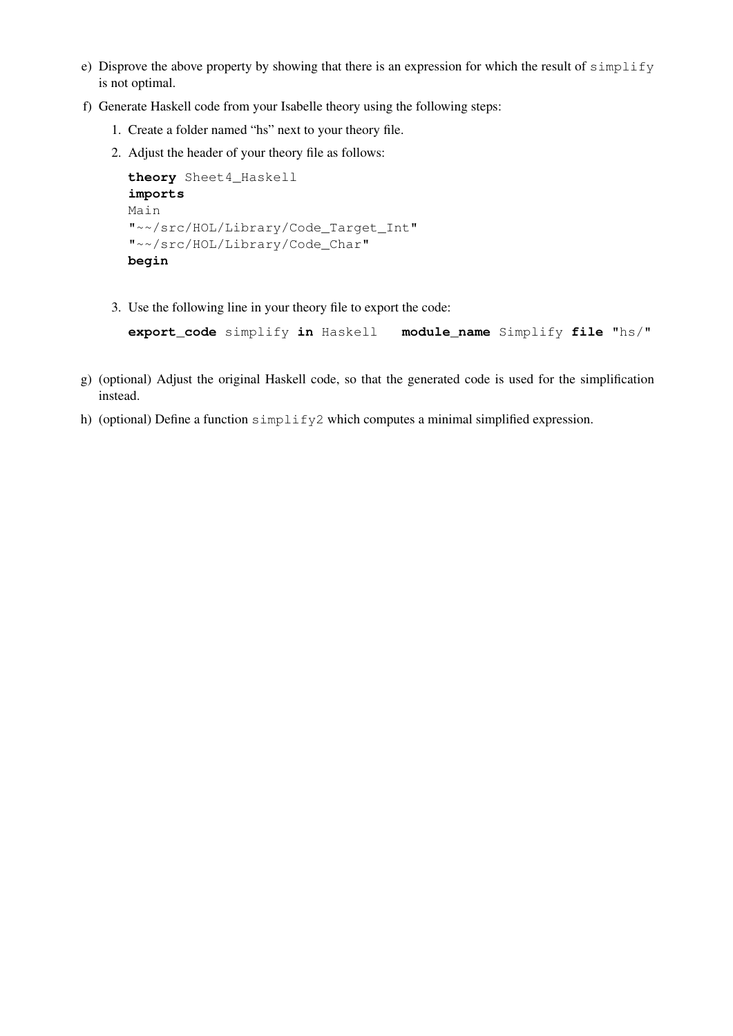e) Disprove the above property by showing that there is an expression for which the result of `simplify` is not optimal.

f) Generate Haskell code from your Isabelle theory using the following steps:

   1. Create a folder named "hs" next to your theory file.
   2. Adjust the header of your theory file as follows:

   ```
   theory Sheet4_Haskell
   imports
   Main
   "~~/src/HOL/Library/Code_Target_Int"
   "~~/src/HOL/Library/Code_Char"
   begin
   ```

   3. Use the following line in your theory file to export the code:

   ```
   export_code simplify in Haskell   module_name Simplify file "hs/"
   ```

g) (optional) Adjust the original Haskell code, so that the generated code is used for the simplification instead.

h) (optional) Define a function `simplify2` which computes a minimal simplified expression.